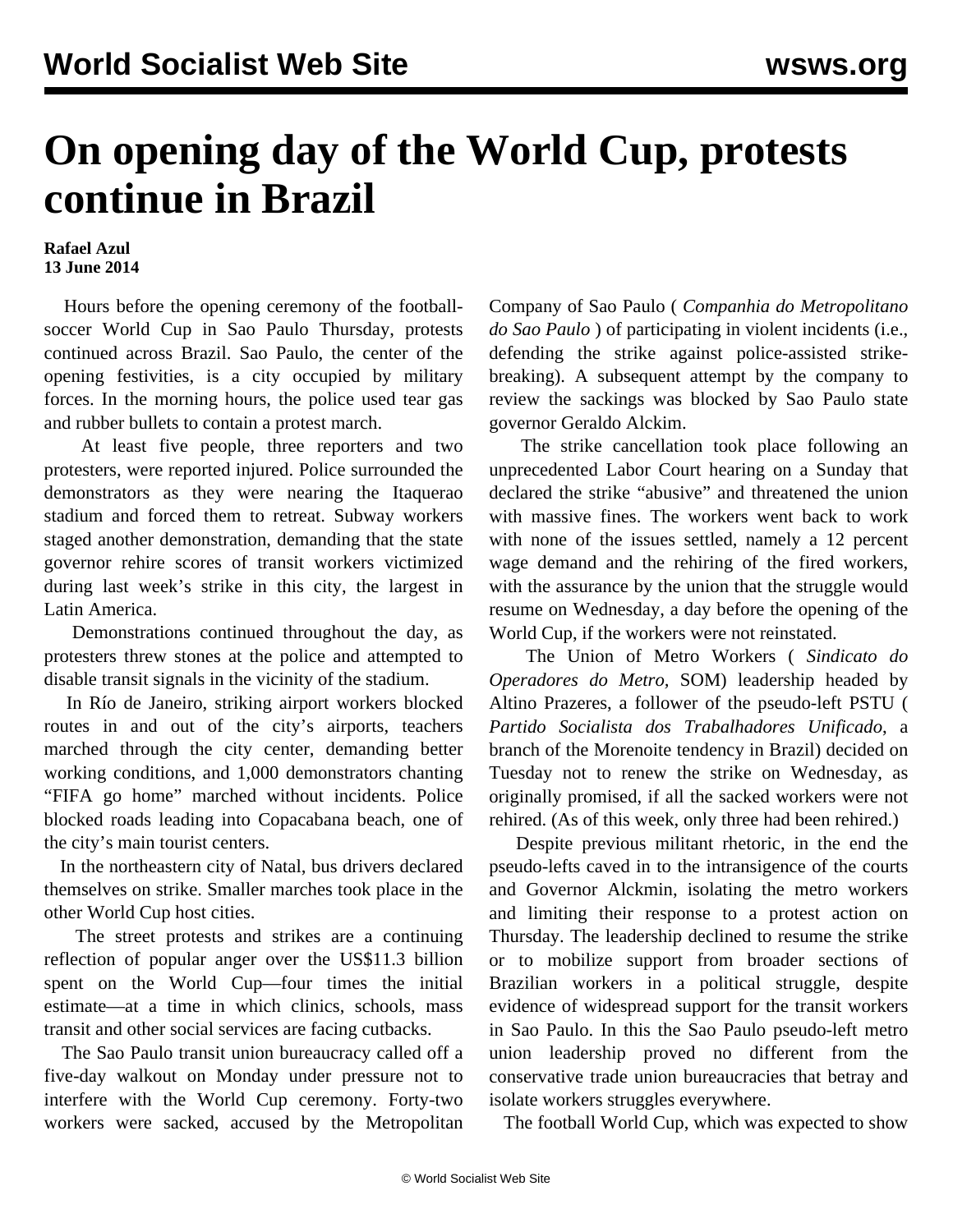# On opening day of the World Cup, protests continue in Brazil

**Rafael Azul**
**13 June 2014**

Hours before the opening ceremony of the football-soccer World Cup in Sao Paulo Thursday, protests continued across Brazil. Sao Paulo, the center of the opening festivities, is a city occupied by military forces. In the morning hours, the police used tear gas and rubber bullets to contain a protest march.

At least five people, three reporters and two protesters, were reported injured. Police surrounded the demonstrators as they were nearing the Itaquerao stadium and forced them to retreat. Subway workers staged another demonstration, demanding that the state governor rehire scores of transit workers victimized during last week's strike in this city, the largest in Latin America.

Demonstrations continued throughout the day, as protesters threw stones at the police and attempted to disable transit signals in the vicinity of the stadium.

In Río de Janeiro, striking airport workers blocked routes in and out of the city's airports, teachers marched through the city center, demanding better working conditions, and 1,000 demonstrators chanting "FIFA go home" marched without incidents. Police blocked roads leading into Copacabana beach, one of the city's main tourist centers.

In the northeastern city of Natal, bus drivers declared themselves on strike. Smaller marches took place in the other World Cup host cities.

The street protests and strikes are a continuing reflection of popular anger over the US$11.3 billion spent on the World Cup—four times the initial estimate—at a time in which clinics, schools, mass transit and other social services are facing cutbacks.

The Sao Paulo transit union bureaucracy called off a five-day walkout on Monday under pressure not to interfere with the World Cup ceremony. Forty-two workers were sacked, accused by the Metropolitan Company of Sao Paulo ( *Companhia do Metropolitano do Sao Paulo* ) of participating in violent incidents (i.e., defending the strike against police-assisted strike-breaking). A subsequent attempt by the company to review the sackings was blocked by Sao Paulo state governor Geraldo Alckim.

The strike cancellation took place following an unprecedented Labor Court hearing on a Sunday that declared the strike "abusive" and threatened the union with massive fines. The workers went back to work with none of the issues settled, namely a 12 percent wage demand and the rehiring of the fired workers, with the assurance by the union that the struggle would resume on Wednesday, a day before the opening of the World Cup, if the workers were not reinstated.

The Union of Metro Workers ( *Sindicato do Operadores do Metro,* SOM) leadership headed by Altino Prazeres, a follower of the pseudo-left PSTU ( *Partido Socialista dos Trabalhadores Unificado*, a branch of the Morenoite tendency in Brazil) decided on Tuesday not to renew the strike on Wednesday, as originally promised, if all the sacked workers were not rehired. (As of this week, only three had been rehired.)

Despite previous militant rhetoric, in the end the pseudo-lefts caved in to the intransigence of the courts and Governor Alckmin, isolating the metro workers and limiting their response to a protest action on Thursday. The leadership declined to resume the strike or to mobilize support from broader sections of Brazilian workers in a political struggle, despite evidence of widespread support for the transit workers in Sao Paulo. In this the Sao Paulo pseudo-left metro union leadership proved no different from the conservative trade union bureaucracies that betray and isolate workers struggles everywhere.

The football World Cup, which was expected to show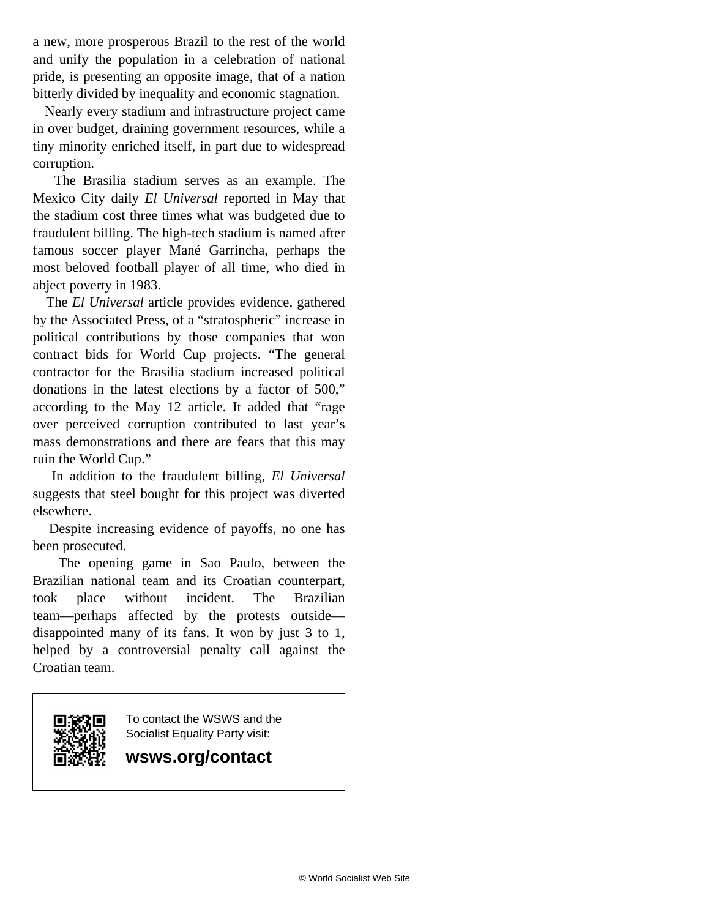a new, more prosperous Brazil to the rest of the world and unify the population in a celebration of national pride, is presenting an opposite image, that of a nation bitterly divided by inequality and economic stagnation.

Nearly every stadium and infrastructure project came in over budget, draining government resources, while a tiny minority enriched itself, in part due to widespread corruption.

The Brasilia stadium serves as an example. The Mexico City daily *El Universal* reported in May that the stadium cost three times what was budgeted due to fraudulent billing. The high-tech stadium is named after famous soccer player Mané Garrincha, perhaps the most beloved football player of all time, who died in abject poverty in 1983.

The *El Universal* article provides evidence, gathered by the Associated Press, of a "stratospheric" increase in political contributions by those companies that won contract bids for World Cup projects. "The general contractor for the Brasilia stadium increased political donations in the latest elections by a factor of 500," according to the May 12 article. It added that "rage over perceived corruption contributed to last year's mass demonstrations and there are fears that this may ruin the World Cup."

In addition to the fraudulent billing, *El Universal* suggests that steel bought for this project was diverted elsewhere.

Despite increasing evidence of payoffs, no one has been prosecuted.

The opening game in Sao Paulo, between the Brazilian national team and its Croatian counterpart, took place without incident. The Brazilian team—perhaps affected by the protests outside—disappointed many of its fans. It won by just 3 to 1, helped by a controversial penalty call against the Croatian team.

To contact the WSWS and the Socialist Equality Party visit:

**wsws.org/contact**